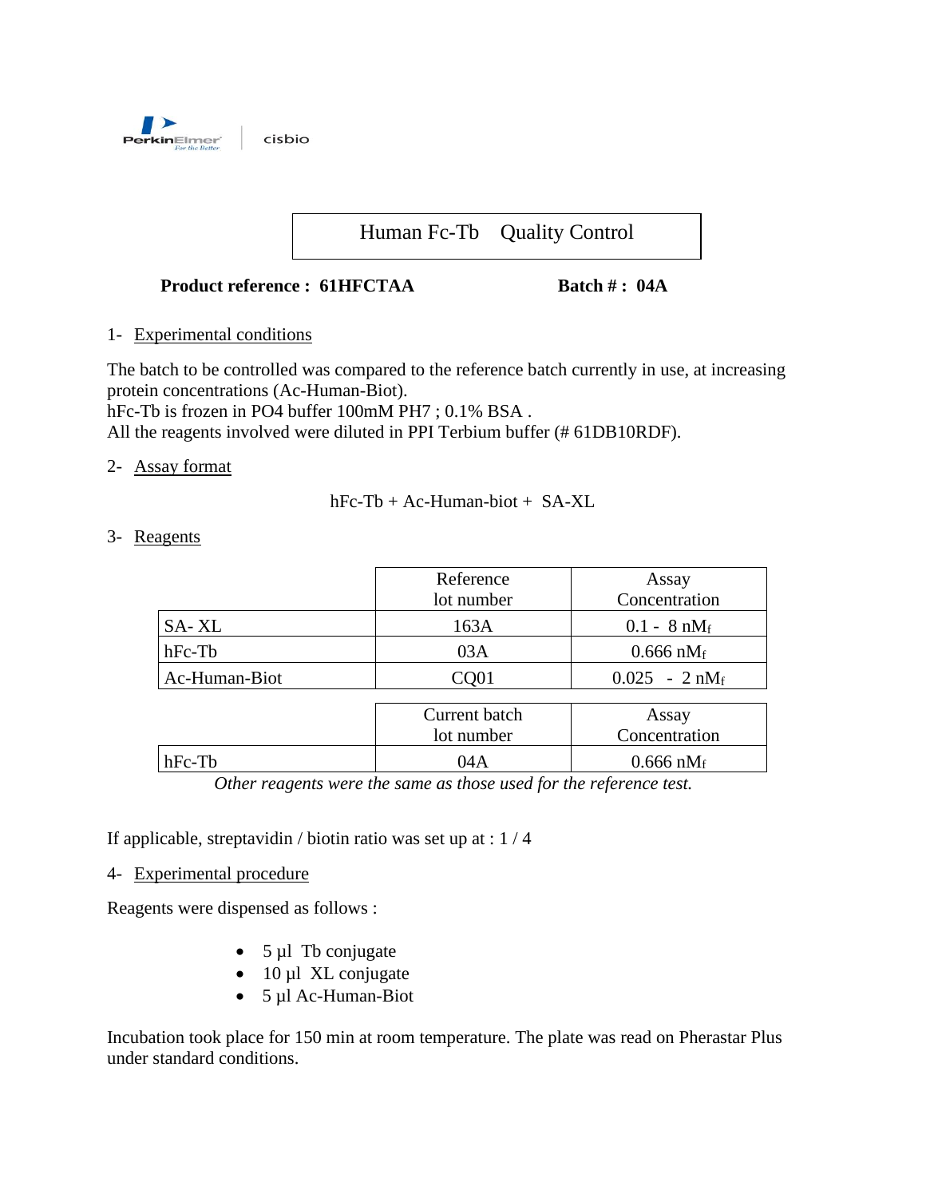PerkinElmer | cisbio

# Human Fc-Tb Quality Control

**Product reference : 61HFCTAA** **Batch # : 04A**

## 1- Experimental conditions

The batch to be controlled was compared to the reference batch currently in use, at increasing protein concentrations (Ac-Human-Biot).
hFc-Tb is frozen in PO4 buffer 100mM PH7 ; 0.1% BSA .
All the reagents involved were diluted in PPI Terbium buffer (# 61DB10RDF).

## 2- Assay format

hFc-Tb + Ac-Human-biot + SA-XL

## 3- Reagents

| | Reference lot number | Assay Concentration |
|---|---|---|
| SA- XL | 163A | 0.1 - 8 $nM_f$ |
| hFc-Tb | 03A | 0.666 $nM_f$ |
| Ac-Human-Biot | CQ01 | 0.025 - 2 $nM_f$ |

| | Current batch lot number | Assay Concentration |
|---|---|---|
| hFc-Tb | 04A | 0.666 $nM_f$ |

*Other reagents were the same as those used for the reference test.*

If applicable, streptavidin / biotin ratio was set up at : 1 / 4

## 4- Experimental procedure

Reagents were dispensed as follows :

- 5 µl Tb conjugate
- 10 µl XL conjugate
- 5 µl Ac-Human-Biot

Incubation took place for 150 min at room temperature. The plate was read on Pherastar Plus under standard conditions.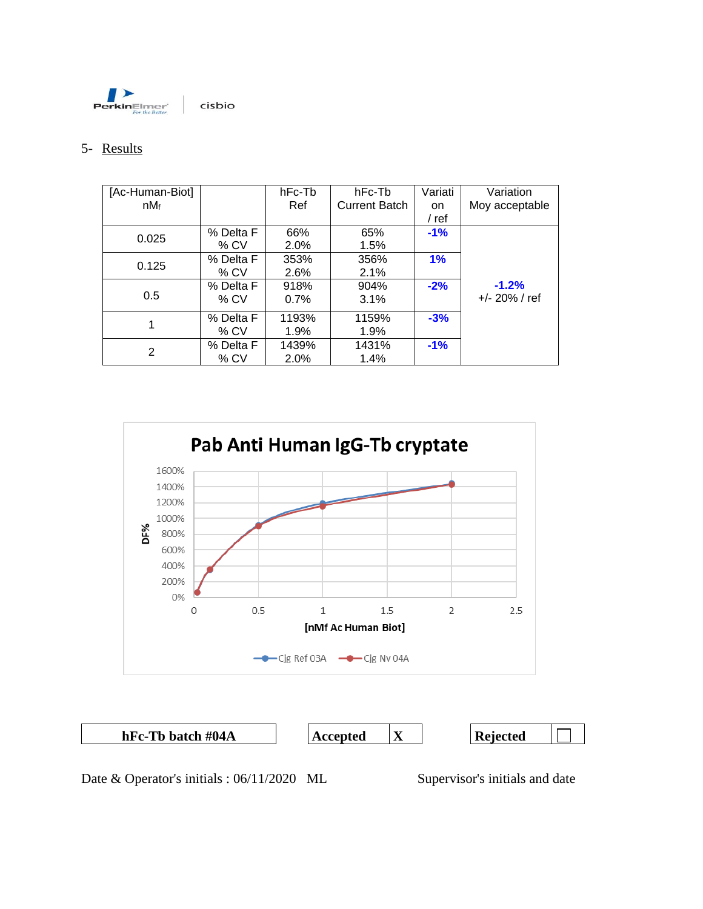## 5- Results

| [Ac-Human-Biot] nMf | | hFc-Tb Ref | hFc-Tb Current Batch | Variation / ref | Variation Moy acceptable |
|---|---|---|---|---|---|
| 0.025 | % Delta F<br>% CV | 66%<br>2.0% | 65%<br>1.5% | **-1%** | |
| 0.125 | % Delta F<br>% CV | 353%<br>2.6% | 356%<br>2.1% | **1%** | |
| 0.5 | % Delta F<br>% CV | 918%<br>0.7% | 904%<br>3.1% | **-2%** | **-1.2%**<br>+/- 20% / ref |
| 1 | % Delta F<br>% CV | 1193%<br>1.9% | 1159%<br>1.9% | **-3%** | |
| 2 | % Delta F<br>% CV | 1439%<br>2.0% | 1431%<br>1.4% | **-1%** | |

Pab Anti Human IgG-Tb cryptate

DF%

1600%
1400%
1200%
1000%
800%
600%
400%
200%
0%

0 0.5 1 1.5 2 2.5

[nMf Ac Human Biot]

Cjg Ref 03A — Cjg Nv 04A

| **hFc-Tb batch #04A** | **Accepted** | **X** | **Rejected** | ☐ |
|---|---|---|---|---|

Date & Operator's initials : 06/11/2020 ML

Supervisor's initials and date